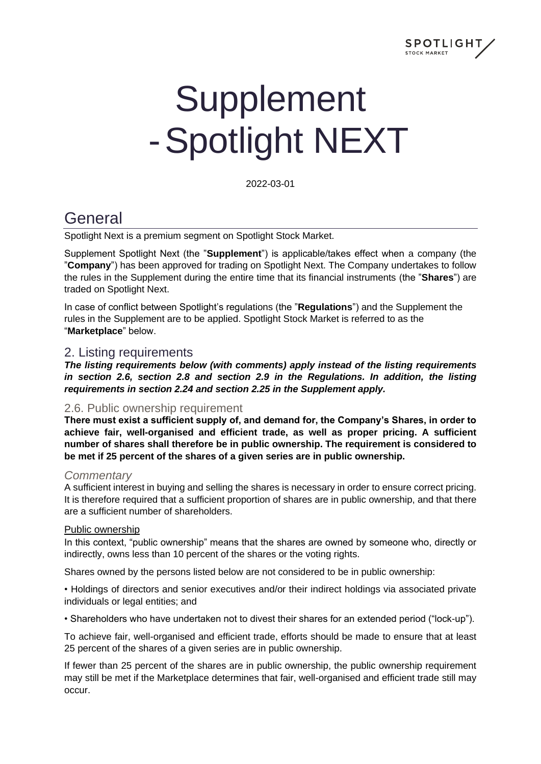# Supplement - Spotlight NEXT

2022-03-01

# General

Spotlight Next is a premium segment on Spotlight Stock Market.

Supplement Spotlight Next (the "**Supplement**") is applicable/takes effect when a company (the "**Company**") has been approved for trading on Spotlight Next. The Company undertakes to follow the rules in the Supplement during the entire time that its financial instruments (the "**Shares**") are traded on Spotlight Next.

In case of conflict between Spotlight's regulations (the "**Regulations**") and the Supplement the rules in the Supplement are to be applied. Spotlight Stock Market is referred to as the "**Marketplace**" below.

## 2. Listing requirements

***The listing requirements below (with comments) apply instead of the listing requirements in section 2.6, section 2.8 and section 2.9 in the Regulations. In addition, the listing requirements in section 2.24 and section 2.25 in the Supplement apply.***

### 2.6. Public ownership requirement

**There must exist a sufficient supply of, and demand for, the Company's Shares, in order to achieve fair, well-organised and efficient trade, as well as proper pricing. A sufficient number of shares shall therefore be in public ownership. The requirement is considered to be met if 25 percent of the shares of a given series are in public ownership.**

### *Commentary*

A sufficient interest in buying and selling the shares is necessary in order to ensure correct pricing. It is therefore required that a sufficient proportion of shares are in public ownership, and that there are a sufficient number of shareholders.

Public ownership

In this context, "public ownership" means that the shares are owned by someone who, directly or indirectly, owns less than 10 percent of the shares or the voting rights.

Shares owned by the persons listed below are not considered to be in public ownership:

- Holdings of directors and senior executives and/or their indirect holdings via associated private individuals or legal entities; and
- Shareholders who have undertaken not to divest their shares for an extended period ("lock-up").

To achieve fair, well-organised and efficient trade, efforts should be made to ensure that at least 25 percent of the shares of a given series are in public ownership.

If fewer than 25 percent of the shares are in public ownership, the public ownership requirement may still be met if the Marketplace determines that fair, well-organised and efficient trade still may occur.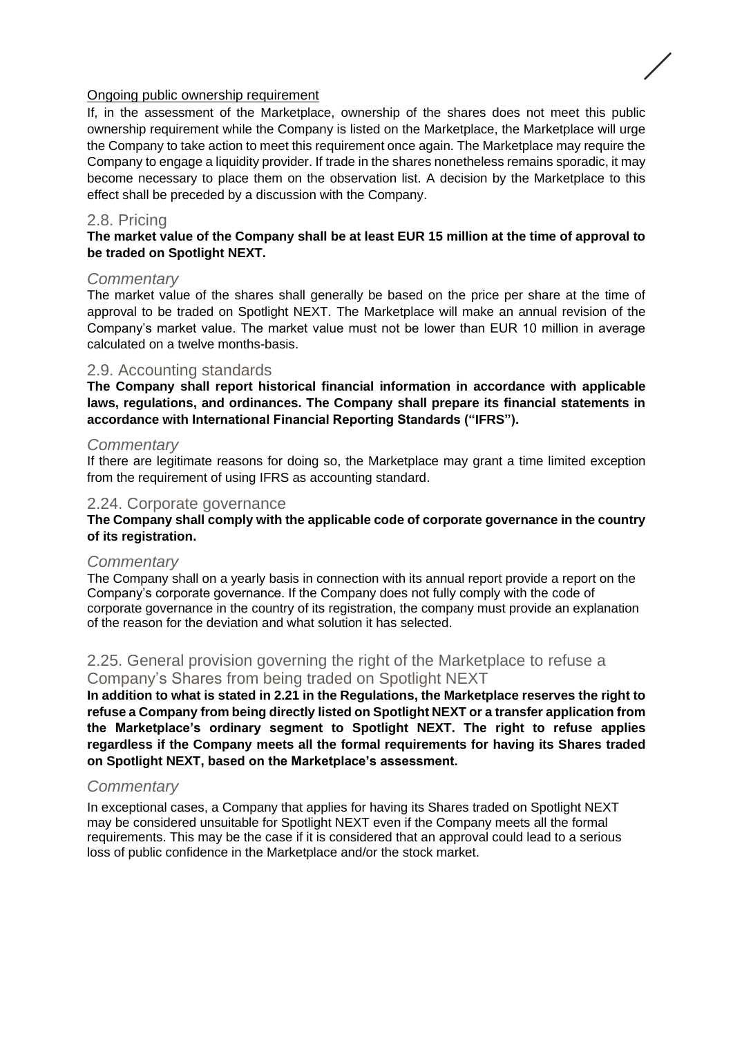Ongoing public ownership requirement

If, in the assessment of the Marketplace, ownership of the shares does not meet this public ownership requirement while the Company is listed on the Marketplace, the Marketplace will urge the Company to take action to meet this requirement once again. The Marketplace may require the Company to engage a liquidity provider. If trade in the shares nonetheless remains sporadic, it may become necessary to place them on the observation list. A decision by the Marketplace to this effect shall be preceded by a discussion with the Company.

## 2.8. Pricing

**The market value of the Company shall be at least EUR 15 million at the time of approval to be traded on Spotlight NEXT.**

### *Commentary*

The market value of the shares shall generally be based on the price per share at the time of approval to be traded on Spotlight NEXT. The Marketplace will make an annual revision of the Company's market value. The market value must not be lower than EUR 10 million in average calculated on a twelve months-basis.

## 2.9. Accounting standards

**The Company shall report historical financial information in accordance with applicable laws, regulations, and ordinances. The Company shall prepare its financial statements in accordance with International Financial Reporting Standards ("IFRS").**

### *Commentary*

If there are legitimate reasons for doing so, the Marketplace may grant a time limited exception from the requirement of using IFRS as accounting standard.

## 2.24. Corporate governance

**The Company shall comply with the applicable code of corporate governance in the country of its registration.**

### *Commentary*

The Company shall on a yearly basis in connection with its annual report provide a report on the Company's corporate governance. If the Company does not fully comply with the code of corporate governance in the country of its registration, the company must provide an explanation of the reason for the deviation and what solution it has selected.

## 2.25. General provision governing the right of the Marketplace to refuse a Company's Shares from being traded on Spotlight NEXT

**In addition to what is stated in 2.21 in the Regulations, the Marketplace reserves the right to refuse a Company from being directly listed on Spotlight NEXT or a transfer application from the Marketplace's ordinary segment to Spotlight NEXT. The right to refuse applies regardless if the Company meets all the formal requirements for having its Shares traded on Spotlight NEXT, based on the Marketplace's assessment.**

### *Commentary*

In exceptional cases, a Company that applies for having its Shares traded on Spotlight NEXT may be considered unsuitable for Spotlight NEXT even if the Company meets all the formal requirements. This may be the case if it is considered that an approval could lead to a serious loss of public confidence in the Marketplace and/or the stock market.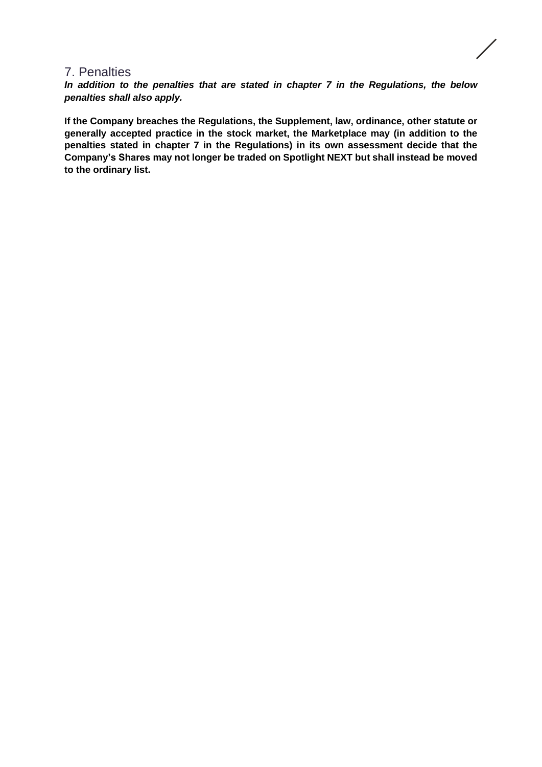## 7. Penalties

***In addition to the penalties that are stated in chapter 7 in the Regulations, the below penalties shall also apply.***

**If the Company breaches the Regulations, the Supplement, law, ordinance, other statute or generally accepted practice in the stock market, the Marketplace may (in addition to the penalties stated in chapter 7 in the Regulations) in its own assessment decide that the Company's Shares may not longer be traded on Spotlight NEXT but shall instead be moved to the ordinary list.**